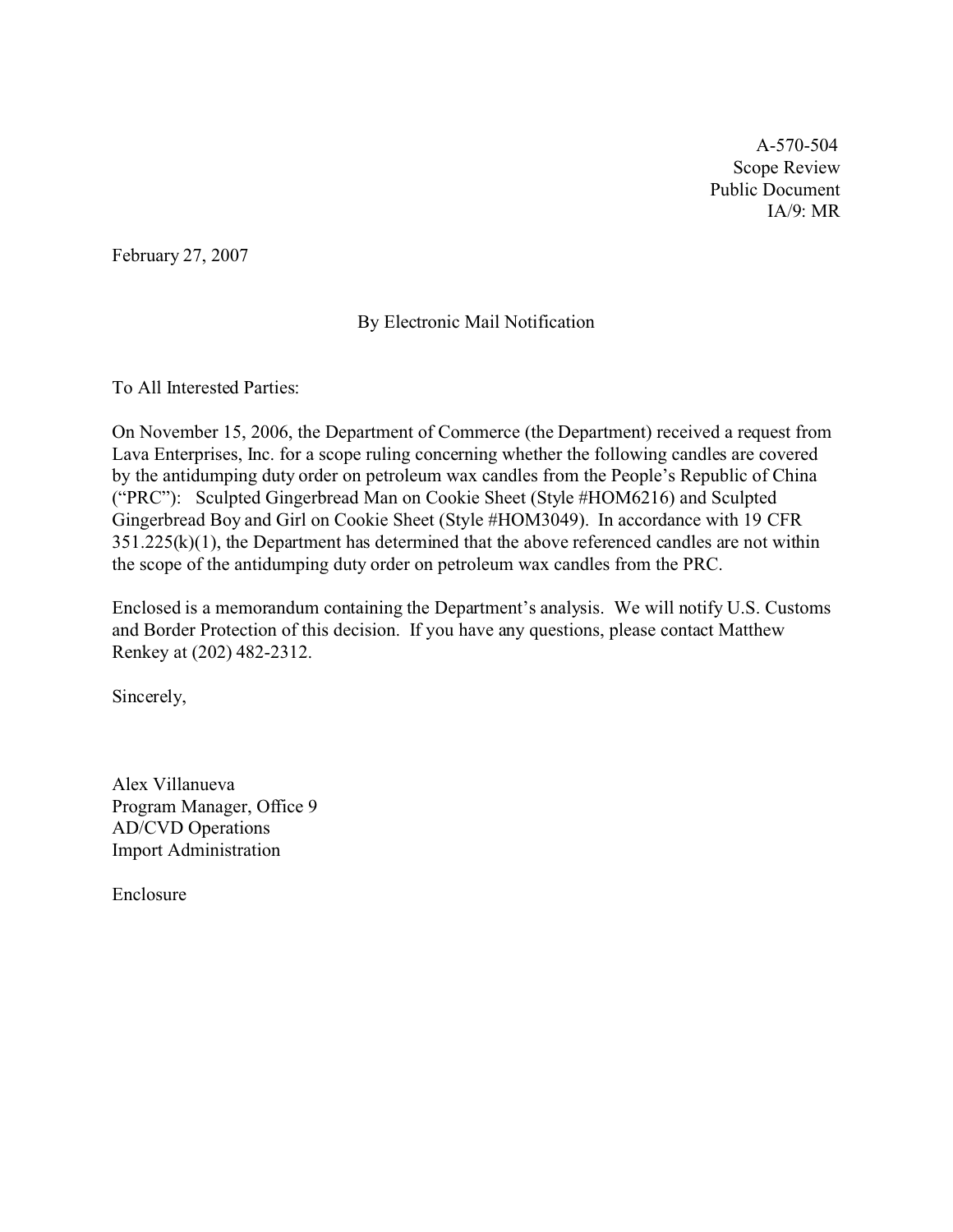A-570-504
Scope Review
Public Document
IA/9: MR

February 27, 2007

By Electronic Mail Notification

To All Interested Parties:

On November 15, 2006, the Department of Commerce (the Department) received a request from Lava Enterprises, Inc. for a scope ruling concerning whether the following candles are covered by the antidumping duty order on petroleum wax candles from the People's Republic of China ("PRC"): Sculpted Gingerbread Man on Cookie Sheet (Style #HOM6216) and Sculpted Gingerbread Boy and Girl on Cookie Sheet (Style #HOM3049). In accordance with 19 CFR 351.225(k)(1), the Department has determined that the above referenced candles are not within the scope of the antidumping duty order on petroleum wax candles from the PRC.

Enclosed is a memorandum containing the Department's analysis. We will notify U.S. Customs and Border Protection of this decision. If you have any questions, please contact Matthew Renkey at (202) 482-2312.

Sincerely,

Alex Villanueva
Program Manager, Office 9
AD/CVD Operations
Import Administration

Enclosure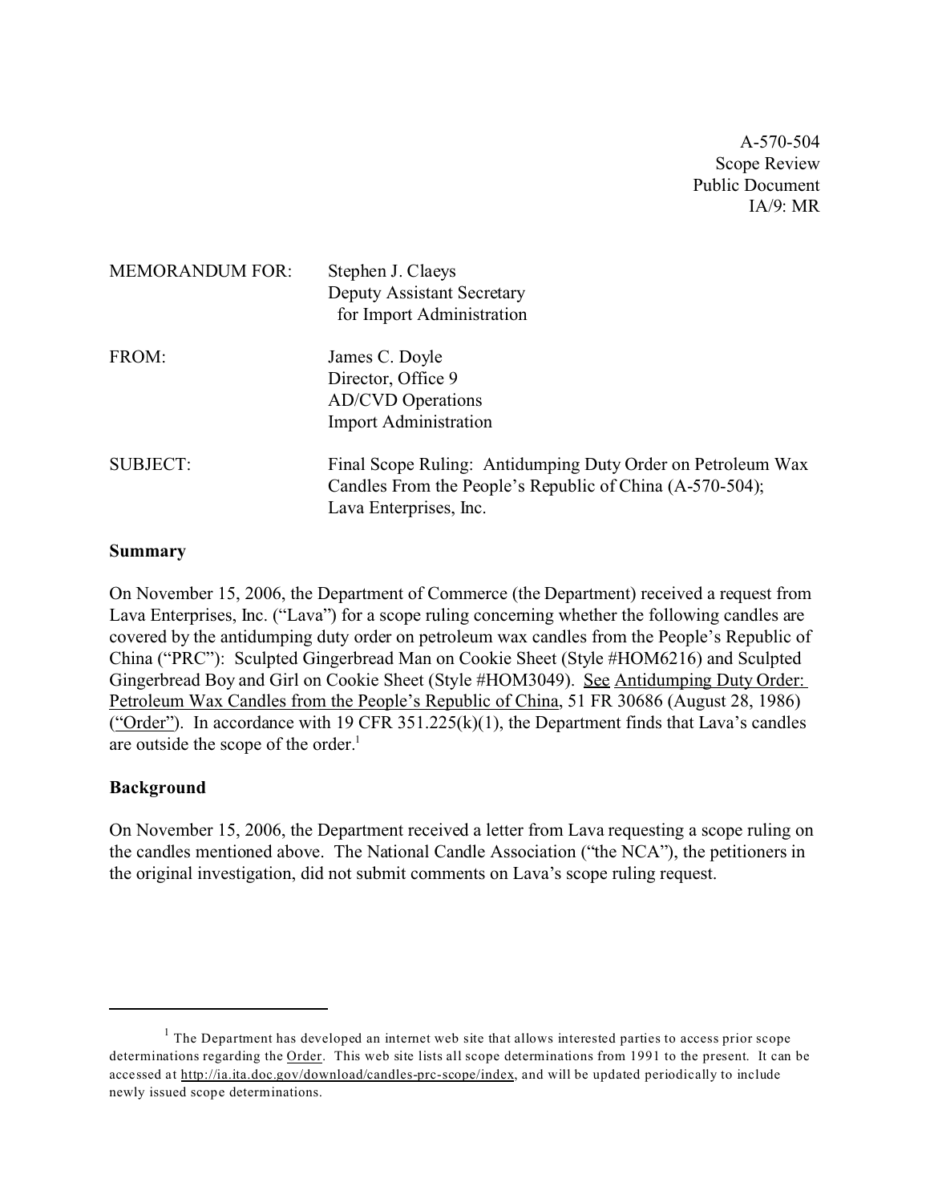A-570-504
Scope Review
Public Document
IA/9: MR

MEMORANDUM FOR: Stephen J. Claeys
Deputy Assistant Secretary
for Import Administration

FROM: James C. Doyle
Director, Office 9
AD/CVD Operations
Import Administration

SUBJECT: Final Scope Ruling: Antidumping Duty Order on Petroleum Wax Candles From the People's Republic of China (A-570-504); Lava Enterprises, Inc.

**Summary**

On November 15, 2006, the Department of Commerce (the Department) received a request from Lava Enterprises, Inc. ("Lava") for a scope ruling concerning whether the following candles are covered by the antidumping duty order on petroleum wax candles from the People's Republic of China ("PRC"): Sculpted Gingerbread Man on Cookie Sheet (Style #HOM6216) and Sculpted Gingerbread Boy and Girl on Cookie Sheet (Style #HOM3049). See Antidumping Duty Order: Petroleum Wax Candles from the People's Republic of China, 51 FR 30686 (August 28, 1986) ("Order"). In accordance with 19 CFR 351.225(k)(1), the Department finds that Lava's candles are outside the scope of the order.[1]

**Background**

On November 15, 2006, the Department received a letter from Lava requesting a scope ruling on the candles mentioned above. The National Candle Association ("the NCA"), the petitioners in the original investigation, did not submit comments on Lava's scope ruling request.

---

[1] The Department has developed an internet web site that allows interested parties to access prior scope determinations regarding the Order. This web site lists all scope determinations from 1991 to the present. It can be accessed at http://ia.ita.doc.gov/download/candles-prc-scope/index, and will be updated periodically to include newly issued scope determinations.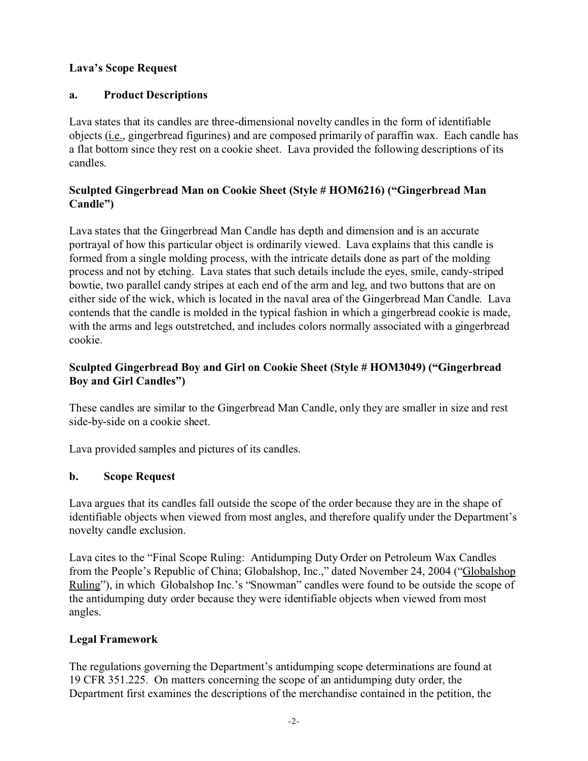**Lava's Scope Request**

**a. Product Descriptions**

Lava states that its candles are three-dimensional novelty candles in the form of identifiable objects (i.e., gingerbread figurines) and are composed primarily of paraffin wax. Each candle has a flat bottom since they rest on a cookie sheet. Lava provided the following descriptions of its candles.

**Sculpted Gingerbread Man on Cookie Sheet (Style # HOM6216) ("Gingerbread Man Candle")**

Lava states that the Gingerbread Man Candle has depth and dimension and is an accurate portrayal of how this particular object is ordinarily viewed. Lava explains that this candle is formed from a single molding process, with the intricate details done as part of the molding process and not by etching. Lava states that such details include the eyes, smile, candy-striped bowtie, two parallel candy stripes at each end of the arm and leg, and two buttons that are on either side of the wick, which is located in the naval area of the Gingerbread Man Candle. Lava contends that the candle is molded in the typical fashion in which a gingerbread cookie is made, with the arms and legs outstretched, and includes colors normally associated with a gingerbread cookie.

**Sculpted Gingerbread Boy and Girl on Cookie Sheet (Style # HOM3049) ("Gingerbread Boy and Girl Candles")**

These candles are similar to the Gingerbread Man Candle, only they are smaller in size and rest side-by-side on a cookie sheet.

Lava provided samples and pictures of its candles.

**b. Scope Request**

Lava argues that its candles fall outside the scope of the order because they are in the shape of identifiable objects when viewed from most angles, and therefore qualify under the Department's novelty candle exclusion.

Lava cites to the "Final Scope Ruling: Antidumping Duty Order on Petroleum Wax Candles from the People's Republic of China; Globalshop, Inc.," dated November 24, 2004 ("Globalshop Ruling"), in which Globalshop Inc.'s "Snowman" candles were found to be outside the scope of the antidumping duty order because they were identifiable objects when viewed from most angles.

**Legal Framework**

The regulations governing the Department's antidumping scope determinations are found at 19 CFR 351.225. On matters concerning the scope of an antidumping duty order, the Department first examines the descriptions of the merchandise contained in the petition, the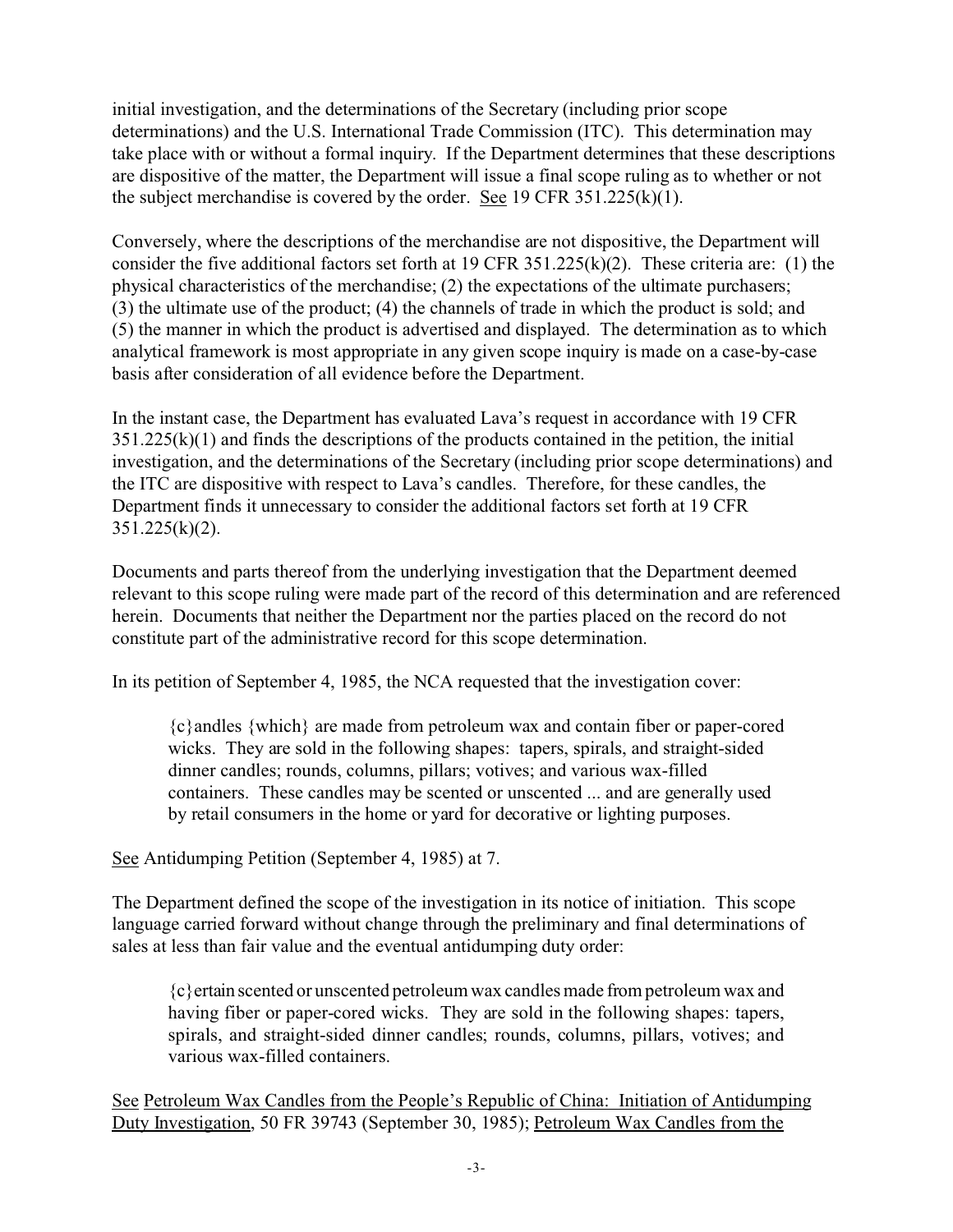initial investigation, and the determinations of the Secretary (including prior scope determinations) and the U.S. International Trade Commission (ITC). This determination may take place with or without a formal inquiry. If the Department determines that these descriptions are dispositive of the matter, the Department will issue a final scope ruling as to whether or not the subject merchandise is covered by the order. See 19 CFR 351.225(k)(1).

Conversely, where the descriptions of the merchandise are not dispositive, the Department will consider the five additional factors set forth at 19 CFR 351.225(k)(2). These criteria are: (1) the physical characteristics of the merchandise; (2) the expectations of the ultimate purchasers; (3) the ultimate use of the product; (4) the channels of trade in which the product is sold; and (5) the manner in which the product is advertised and displayed. The determination as to which analytical framework is most appropriate in any given scope inquiry is made on a case-by-case basis after consideration of all evidence before the Department.

In the instant case, the Department has evaluated Lava's request in accordance with 19 CFR 351.225(k)(1) and finds the descriptions of the products contained in the petition, the initial investigation, and the determinations of the Secretary (including prior scope determinations) and the ITC are dispositive with respect to Lava's candles. Therefore, for these candles, the Department finds it unnecessary to consider the additional factors set forth at 19 CFR 351.225(k)(2).

Documents and parts thereof from the underlying investigation that the Department deemed relevant to this scope ruling were made part of the record of this determination and are referenced herein. Documents that neither the Department nor the parties placed on the record do not constitute part of the administrative record for this scope determination.

In its petition of September 4, 1985, the NCA requested that the investigation cover:

> {c}andles {which} are made from petroleum wax and contain fiber or paper-cored wicks. They are sold in the following shapes: tapers, spirals, and straight-sided dinner candles; rounds, columns, pillars; votives; and various wax-filled containers. These candles may be scented or unscented ... and are generally used by retail consumers in the home or yard for decorative or lighting purposes.

See Antidumping Petition (September 4, 1985) at 7.

The Department defined the scope of the investigation in its notice of initiation. This scope language carried forward without change through the preliminary and final determinations of sales at less than fair value and the eventual antidumping duty order:

> {c}ertain scented or unscented petroleum wax candles made from petroleum wax and having fiber or paper-cored wicks. They are sold in the following shapes: tapers, spirals, and straight-sided dinner candles; rounds, columns, pillars, votives; and various wax-filled containers.

See Petroleum Wax Candles from the People's Republic of China: Initiation of Antidumping Duty Investigation, 50 FR 39743 (September 30, 1985); Petroleum Wax Candles from the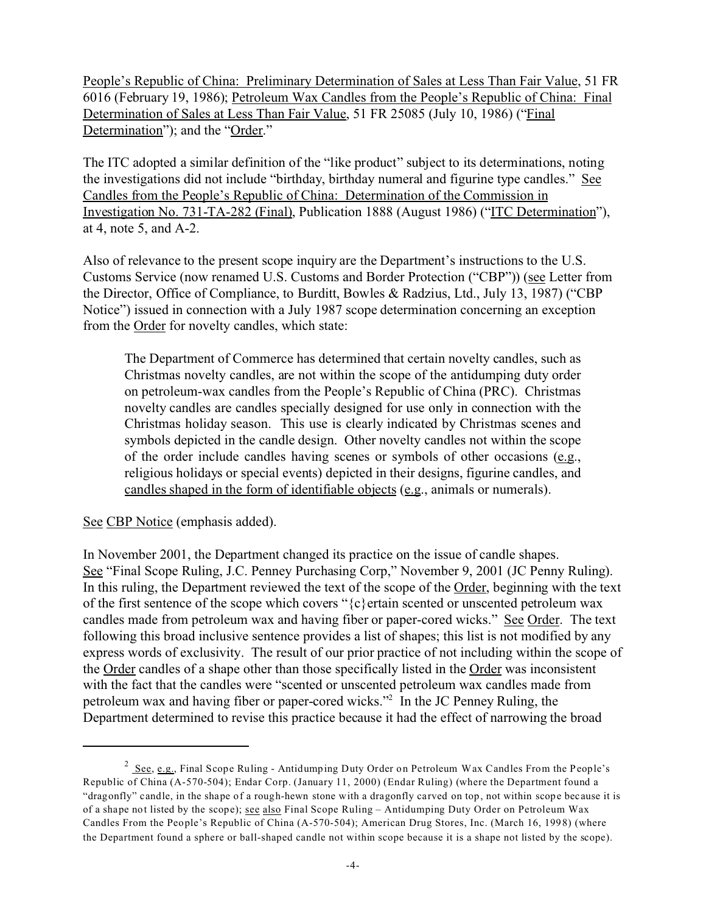People's Republic of China: Preliminary Determination of Sales at Less Than Fair Value, 51 FR 6016 (February 19, 1986); Petroleum Wax Candles from the People's Republic of China: Final Determination of Sales at Less Than Fair Value, 51 FR 25085 (July 10, 1986) ("Final Determination"); and the "Order."

The ITC adopted a similar definition of the "like product" subject to its determinations, noting the investigations did not include "birthday, birthday numeral and figurine type candles." See Candles from the People's Republic of China: Determination of the Commission in Investigation No. 731-TA-282 (Final), Publication 1888 (August 1986) ("ITC Determination"), at 4, note 5, and A-2.

Also of relevance to the present scope inquiry are the Department's instructions to the U.S. Customs Service (now renamed U.S. Customs and Border Protection ("CBP")) (see Letter from the Director, Office of Compliance, to Burditt, Bowles & Radzius, Ltd., July 13, 1987) ("CBP Notice") issued in connection with a July 1987 scope determination concerning an exception from the Order for novelty candles, which state:

> The Department of Commerce has determined that certain novelty candles, such as Christmas novelty candles, are not within the scope of the antidumping duty order on petroleum-wax candles from the People's Republic of China (PRC). Christmas novelty candles are candles specially designed for use only in connection with the Christmas holiday season. This use is clearly indicated by Christmas scenes and symbols depicted in the candle design. Other novelty candles not within the scope of the order include candles having scenes or symbols of other occasions (e.g., religious holidays or special events) depicted in their designs, figurine candles, and candles shaped in the form of identifiable objects (e.g., animals or numerals).

See CBP Notice (emphasis added).

In November 2001, the Department changed its practice on the issue of candle shapes. See "Final Scope Ruling, J.C. Penney Purchasing Corp," November 9, 2001 (JC Penny Ruling). In this ruling, the Department reviewed the text of the scope of the Order, beginning with the text of the first sentence of the scope which covers "{c}ertain scented or unscented petroleum wax candles made from petroleum wax and having fiber or paper-cored wicks." See Order. The text following this broad inclusive sentence provides a list of shapes; this list is not modified by any express words of exclusivity. The result of our prior practice of not including within the scope of the Order candles of a shape other than those specifically listed in the Order was inconsistent with the fact that the candles were "scented or unscented petroleum wax candles made from petroleum wax and having fiber or paper-cored wicks."[2] In the JC Penney Ruling, the Department determined to revise this practice because it had the effect of narrowing the broad

[2] See, e.g., Final Scope Ruling - Antidumping Duty Order on Petroleum Wax Candles From the People's Republic of China (A-570-504); Endar Corp. (January 11, 2000) (Endar Ruling) (where the Department found a "dragonfly" candle, in the shape of a rough-hewn stone with a dragonfly carved on top, not within scope because it is of a shape not listed by the scope); see also Final Scope Ruling – Antidumping Duty Order on Petroleum Wax Candles From the People's Republic of China (A-570-504); American Drug Stores, Inc. (March 16, 1998) (where the Department found a sphere or ball-shaped candle not within scope because it is a shape not listed by the scope).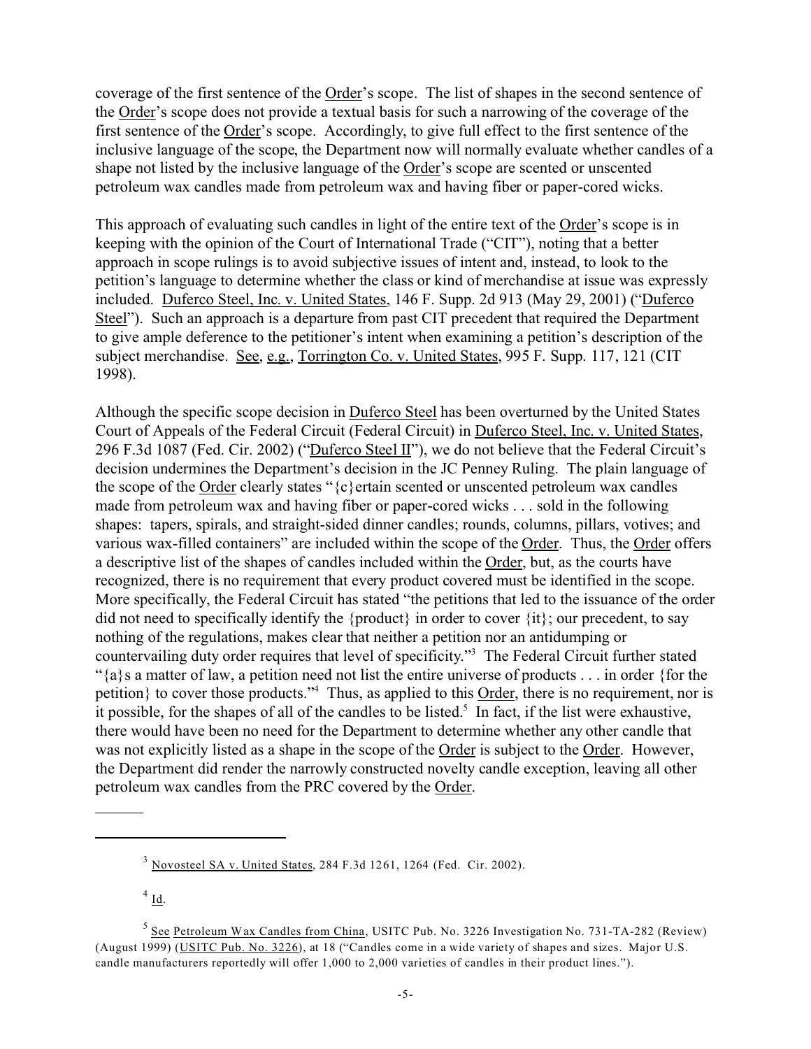coverage of the first sentence of the Order's scope. The list of shapes in the second sentence of the Order's scope does not provide a textual basis for such a narrowing of the coverage of the first sentence of the Order's scope. Accordingly, to give full effect to the first sentence of the inclusive language of the scope, the Department now will normally evaluate whether candles of a shape not listed by the inclusive language of the Order's scope are scented or unscented petroleum wax candles made from petroleum wax and having fiber or paper-cored wicks.

This approach of evaluating such candles in light of the entire text of the Order's scope is in keeping with the opinion of the Court of International Trade ("CIT"), noting that a better approach in scope rulings is to avoid subjective issues of intent and, instead, to look to the petition's language to determine whether the class or kind of merchandise at issue was expressly included. Duferco Steel, Inc. v. United States, 146 F. Supp. 2d 913 (May 29, 2001) ("Duferco Steel"). Such an approach is a departure from past CIT precedent that required the Department to give ample deference to the petitioner's intent when examining a petition's description of the subject merchandise. See, e.g., Torrington Co. v. United States, 995 F. Supp. 117, 121 (CIT 1998).

Although the specific scope decision in Duferco Steel has been overturned by the United States Court of Appeals of the Federal Circuit (Federal Circuit) in Duferco Steel, Inc. v. United States, 296 F.3d 1087 (Fed. Cir. 2002) ("Duferco Steel II"), we do not believe that the Federal Circuit's decision undermines the Department's decision in the JC Penney Ruling. The plain language of the scope of the Order clearly states "{c}ertain scented or unscented petroleum wax candles made from petroleum wax and having fiber or paper-cored wicks . . . sold in the following shapes: tapers, spirals, and straight-sided dinner candles; rounds, columns, pillars, votives; and various wax-filled containers" are included within the scope of the Order. Thus, the Order offers a descriptive list of the shapes of candles included within the Order, but, as the courts have recognized, there is no requirement that every product covered must be identified in the scope. More specifically, the Federal Circuit has stated "the petitions that led to the issuance of the order did not need to specifically identify the {product} in order to cover {it}; our precedent, to say nothing of the regulations, makes clear that neither a petition nor an antidumping or countervailing duty order requires that level of specificity."[3] The Federal Circuit further stated "{a}s a matter of law, a petition need not list the entire universe of products . . . in order {for the petition} to cover those products."[4] Thus, as applied to this Order, there is no requirement, nor is it possible, for the shapes of all of the candles to be listed.[5] In fact, if the list were exhaustive, there would have been no need for the Department to determine whether any other candle that was not explicitly listed as a shape in the scope of the Order is subject to the Order. However, the Department did render the narrowly constructed novelty candle exception, leaving all other petroleum wax candles from the PRC covered by the Order.

---

[3] Novosteel SA v. United States, 284 F.3d 1261, 1264 (Fed. Cir. 2002).

[4] Id.

[5] See Petroleum Wax Candles from China, USITC Pub. No. 3226 Investigation No. 731-TA-282 (Review) (August 1999) (USITC Pub. No. 3226), at 18 ("Candles come in a wide variety of shapes and sizes. Major U.S. candle manufacturers reportedly will offer 1,000 to 2,000 varieties of candles in their product lines.").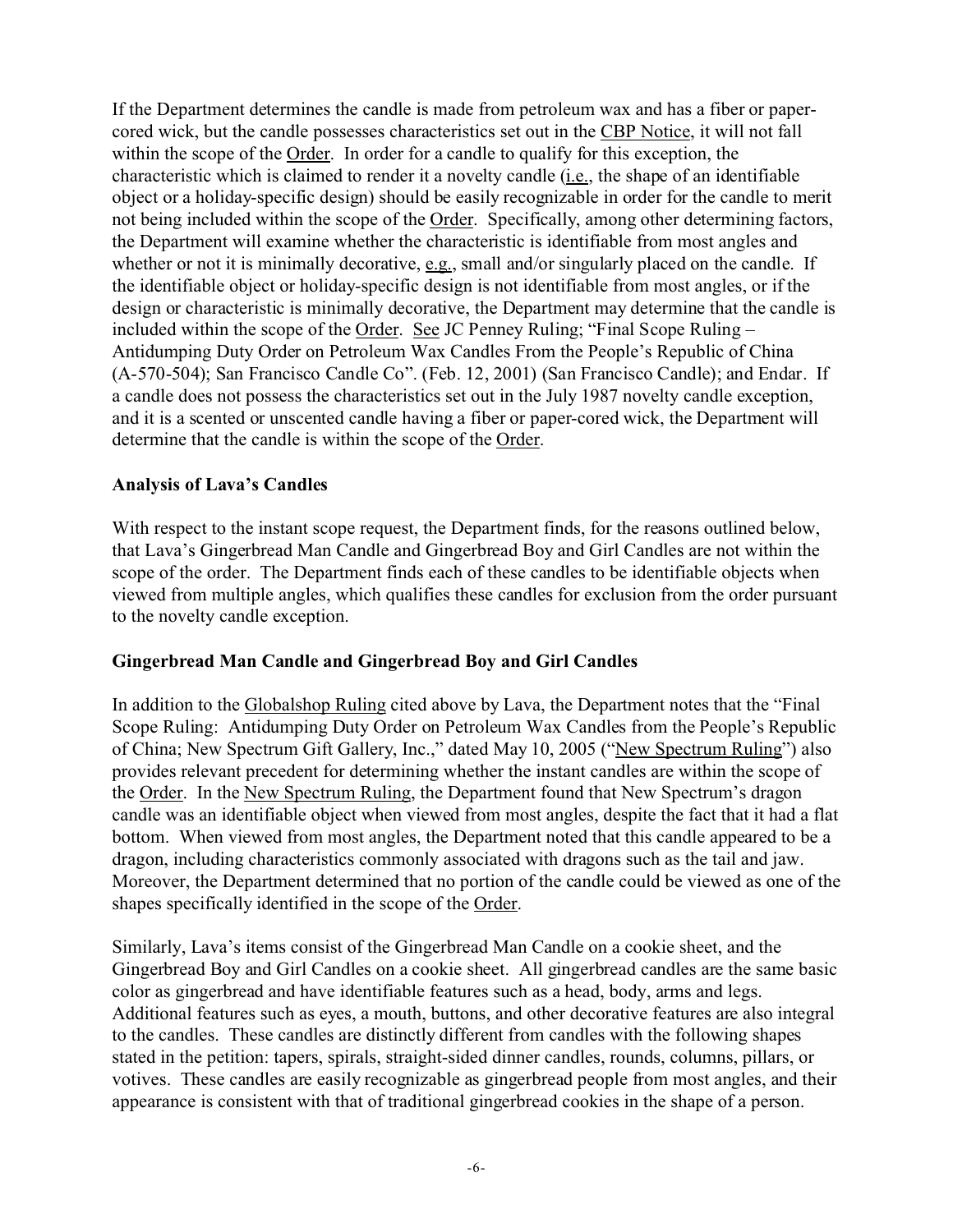If the Department determines the candle is made from petroleum wax and has a fiber or paper-cored wick, but the candle possesses characteristics set out in the CBP Notice, it will not fall within the scope of the Order. In order for a candle to qualify for this exception, the characteristic which is claimed to render it a novelty candle (i.e., the shape of an identifiable object or a holiday-specific design) should be easily recognizable in order for the candle to merit not being included within the scope of the Order. Specifically, among other determining factors, the Department will examine whether the characteristic is identifiable from most angles and whether or not it is minimally decorative, e.g., small and/or singularly placed on the candle. If the identifiable object or holiday-specific design is not identifiable from most angles, or if the design or characteristic is minimally decorative, the Department may determine that the candle is included within the scope of the Order. See JC Penney Ruling; "Final Scope Ruling – Antidumping Duty Order on Petroleum Wax Candles From the People's Republic of China (A-570-504); San Francisco Candle Co". (Feb. 12, 2001) (San Francisco Candle); and Endar. If a candle does not possess the characteristics set out in the July 1987 novelty candle exception, and it is a scented or unscented candle having a fiber or paper-cored wick, the Department will determine that the candle is within the scope of the Order.

**Analysis of Lava's Candles**

With respect to the instant scope request, the Department finds, for the reasons outlined below, that Lava's Gingerbread Man Candle and Gingerbread Boy and Girl Candles are not within the scope of the order. The Department finds each of these candles to be identifiable objects when viewed from multiple angles, which qualifies these candles for exclusion from the order pursuant to the novelty candle exception.

**Gingerbread Man Candle and Gingerbread Boy and Girl Candles**

In addition to the Globalshop Ruling cited above by Lava, the Department notes that the "Final Scope Ruling: Antidumping Duty Order on Petroleum Wax Candles from the People's Republic of China; New Spectrum Gift Gallery, Inc.," dated May 10, 2005 ("New Spectrum Ruling") also provides relevant precedent for determining whether the instant candles are within the scope of the Order. In the New Spectrum Ruling, the Department found that New Spectrum's dragon candle was an identifiable object when viewed from most angles, despite the fact that it had a flat bottom. When viewed from most angles, the Department noted that this candle appeared to be a dragon, including characteristics commonly associated with dragons such as the tail and jaw. Moreover, the Department determined that no portion of the candle could be viewed as one of the shapes specifically identified in the scope of the Order.

Similarly, Lava's items consist of the Gingerbread Man Candle on a cookie sheet, and the Gingerbread Boy and Girl Candles on a cookie sheet. All gingerbread candles are the same basic color as gingerbread and have identifiable features such as a head, body, arms and legs. Additional features such as eyes, a mouth, buttons, and other decorative features are also integral to the candles. These candles are distinctly different from candles with the following shapes stated in the petition: tapers, spirals, straight-sided dinner candles, rounds, columns, pillars, or votives. These candles are easily recognizable as gingerbread people from most angles, and their appearance is consistent with that of traditional gingerbread cookies in the shape of a person.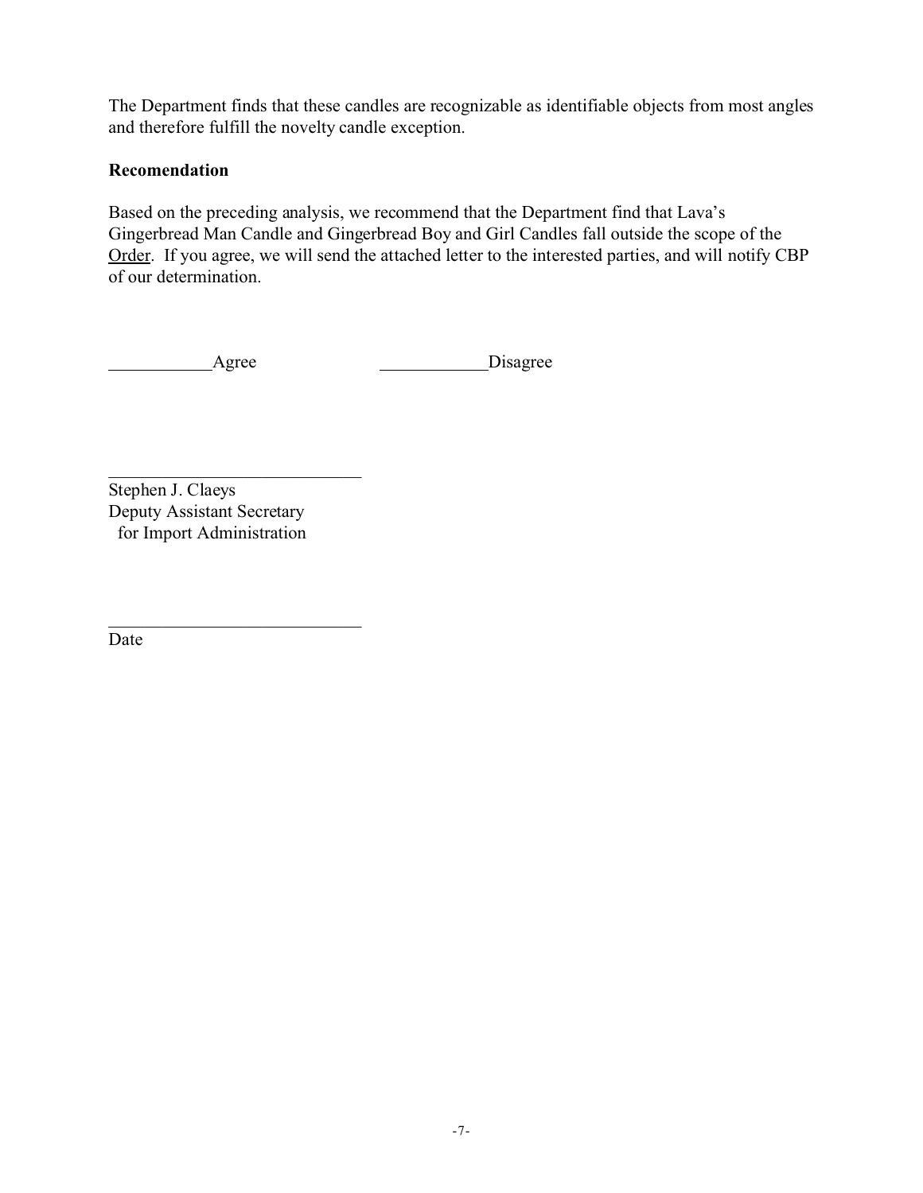The Department finds that these candles are recognizable as identifiable objects from most angles and therefore fulfill the novelty candle exception.

**Recomendation**

Based on the preceding analysis, we recommend that the Department find that Lava's Gingerbread Man Candle and Gingerbread Boy and Girl Candles fall outside the scope of the Order. If you agree, we will send the attached letter to the interested parties, and will notify CBP of our determination.

____________Agree                    ____________Disagree

_____________________________
Stephen J. Claeys
Deputy Assistant Secretary
for Import Administration

_____________________________
Date